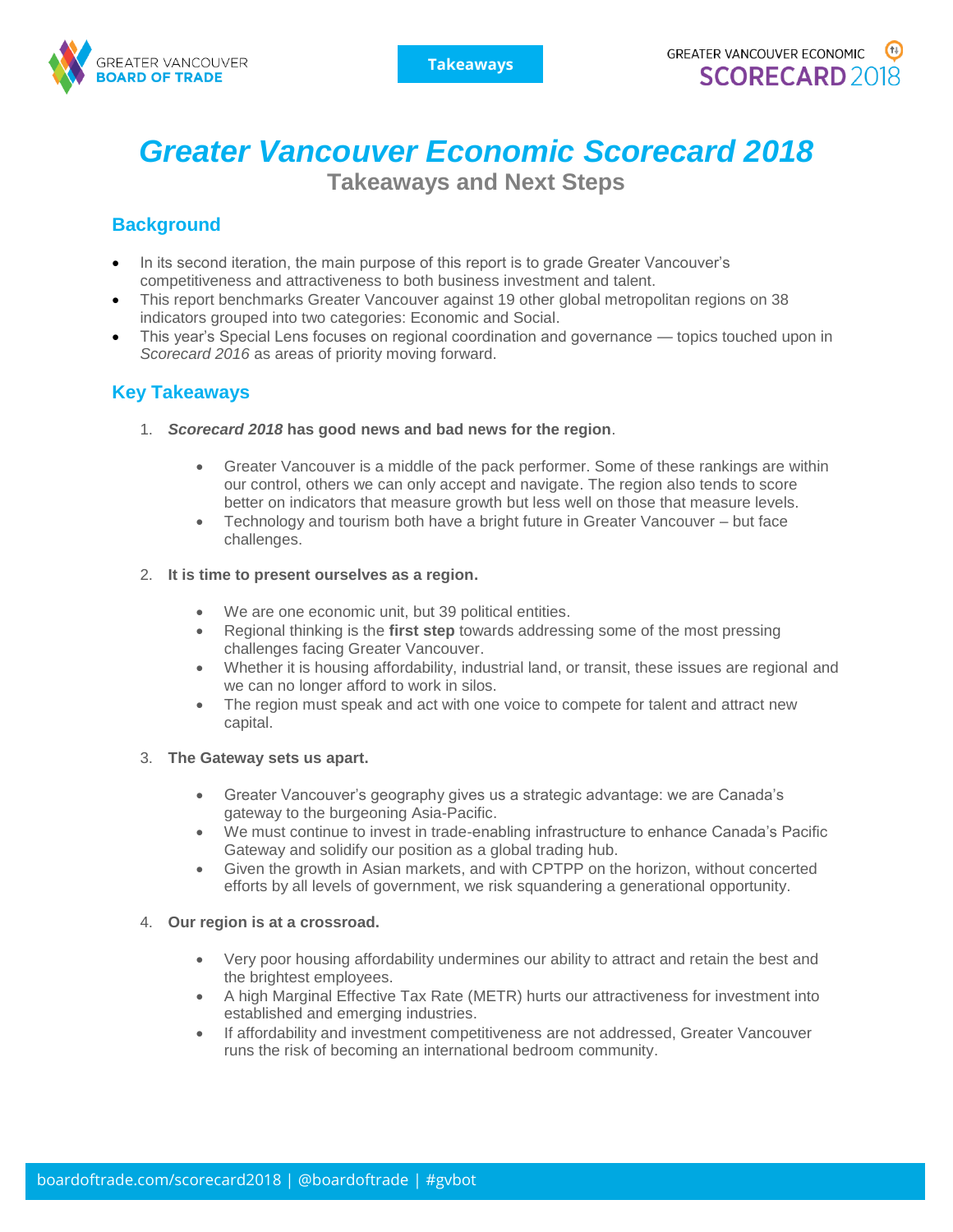# Greater Vancouver Economic Scorecard 2018

## Takeaways and Next Steps

### Background

- In its second iteration, the main purpose of this report is to grade Greater Vancouver's competitiveness and attractiveness to both business investment and talent.
- This report benchmarks Greater Vancouver against 19 other global metropolitan regions on 38 indicators grouped into two categories: Economic and Social.
- This year's Special Lens focuses on regional coordination and governance — topics touched upon in *Scorecard 2016* as areas of priority moving forward.

### Key Takeaways

1. ***Scorecard 2018* has good news and bad news for the region**.
   - Greater Vancouver is a middle of the pack performer. Some of these rankings are within our control, others we can only accept and navigate. The region also tends to score better on indicators that measure growth but less well on those that measure levels.
   - Technology and tourism both have a bright future in Greater Vancouver – but face challenges.

2. **It is time to present ourselves as a region.**
   - We are one economic unit, but 39 political entities.
   - Regional thinking is the **first step** towards addressing some of the most pressing challenges facing Greater Vancouver.
   - Whether it is housing affordability, industrial land, or transit, these issues are regional and we can no longer afford to work in silos.
   - The region must speak and act with one voice to compete for talent and attract new capital.

3. **The Gateway sets us apart.**
   - Greater Vancouver's geography gives us a strategic advantage: we are Canada's gateway to the burgeoning Asia-Pacific.
   - We must continue to invest in trade-enabling infrastructure to enhance Canada's Pacific Gateway and solidify our position as a global trading hub.
   - Given the growth in Asian markets, and with CPTPP on the horizon, without concerted efforts by all levels of government, we risk squandering a generational opportunity.

4. **Our region is at a crossroad.**
   - Very poor housing affordability undermines our ability to attract and retain the best and the brightest employees.
   - A high Marginal Effective Tax Rate (METR) hurts our attractiveness for investment into established and emerging industries.
   - If affordability and investment competitiveness are not addressed, Greater Vancouver runs the risk of becoming an international bedroom community.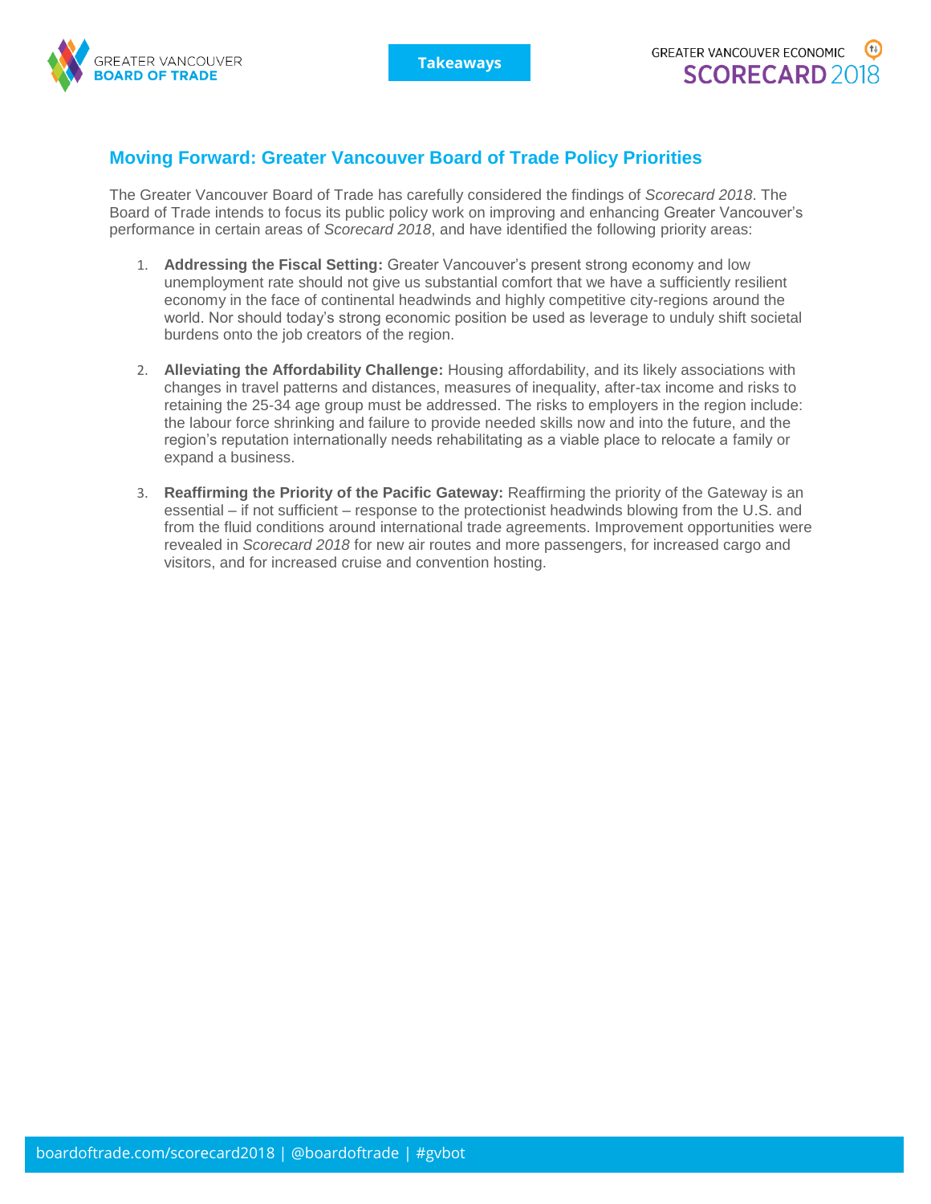## Moving Forward: Greater Vancouver Board of Trade Policy Priorities

The Greater Vancouver Board of Trade has carefully considered the findings of *Scorecard 2018*. The Board of Trade intends to focus its public policy work on improving and enhancing Greater Vancouver's performance in certain areas of *Scorecard 2018*, and have identified the following priority areas:

1. **Addressing the Fiscal Setting:** Greater Vancouver's present strong economy and low unemployment rate should not give us substantial comfort that we have a sufficiently resilient economy in the face of continental headwinds and highly competitive city-regions around the world. Nor should today's strong economic position be used as leverage to unduly shift societal burdens onto the job creators of the region.

2. **Alleviating the Affordability Challenge:** Housing affordability, and its likely associations with changes in travel patterns and distances, measures of inequality, after-tax income and risks to retaining the 25-34 age group must be addressed. The risks to employers in the region include: the labour force shrinking and failure to provide needed skills now and into the future, and the region's reputation internationally needs rehabilitating as a viable place to relocate a family or expand a business.

3. **Reaffirming the Priority of the Pacific Gateway:** Reaffirming the priority of the Gateway is an essential – if not sufficient – response to the protectionist headwinds blowing from the U.S. and from the fluid conditions around international trade agreements. Improvement opportunities were revealed in *Scorecard 2018* for new air routes and more passengers, for increased cargo and visitors, and for increased cruise and convention hosting.